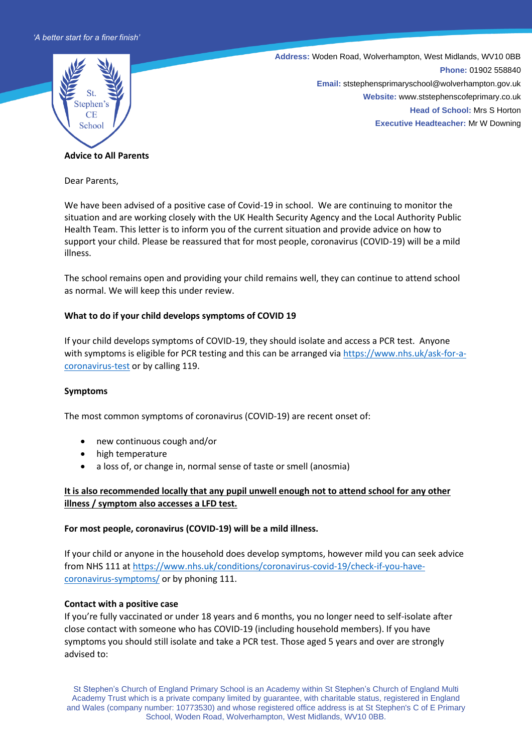*'A better start for a finer finish'*

**Address:** Woden Road, Wolverhampton, West Midlands, WV10 0BB
**Phone:** 01902 558840
**Email:** ststephensprimaryschool@wolverhampton.gov.uk
**Website:** www.ststephenscofeprimary.co.uk
**Head of School:** Mrs S Horton
**Executive Headteacher:** Mr W Downing

**Advice to All Parents**

Dear Parents,

We have been advised of a positive case of Covid-19 in school. We are continuing to monitor the situation and are working closely with the UK Health Security Agency and the Local Authority Public Health Team. This letter is to inform you of the current situation and provide advice on how to support your child. Please be reassured that for most people, coronavirus (COVID-19) will be a mild illness.

The school remains open and providing your child remains well, they can continue to attend school as normal. We will keep this under review.

**What to do if your child develops symptoms of COVID 19**

If your child develops symptoms of COVID-19, they should isolate and access a PCR test. Anyone with symptoms is eligible for PCR testing and this can be arranged via [https://www.nhs.uk/ask-for-a-coronavirus-test](https://www.nhs.uk/ask-for-a-coronavirus-test) or by calling 119.

**Symptoms**

The most common symptoms of coronavirus (COVID-19) are recent onset of:

- new continuous cough and/or
- high temperature
- a loss of, or change in, normal sense of taste or smell (anosmia)

**<u>It is also recommended locally that any pupil unwell enough not to attend school for any other illness / symptom also accesses a LFD test.</u>**

**For most people, coronavirus (COVID-19) will be a mild illness.**

If your child or anyone in the household does develop symptoms, however mild you can seek advice from NHS 111 at [https://www.nhs.uk/conditions/coronavirus-covid-19/check-if-you-have-coronavirus-symptoms/](https://www.nhs.uk/conditions/coronavirus-covid-19/check-if-you-have-coronavirus-symptoms/) or by phoning 111.

**Contact with a positive case**

If you're fully vaccinated or under 18 years and 6 months, you no longer need to self-isolate after close contact with someone who has COVID-19 (including household members). If you have symptoms you should still isolate and take a PCR test. Those aged 5 years and over are strongly advised to:

St Stephen's Church of England Primary School is an Academy within St Stephen's Church of England Multi Academy Trust which is a private company limited by guarantee, with charitable status, registered in England and Wales (company number: 10773530) and whose registered office address is at St Stephen's C of E Primary School, Woden Road, Wolverhampton, West Midlands, WV10 0BB.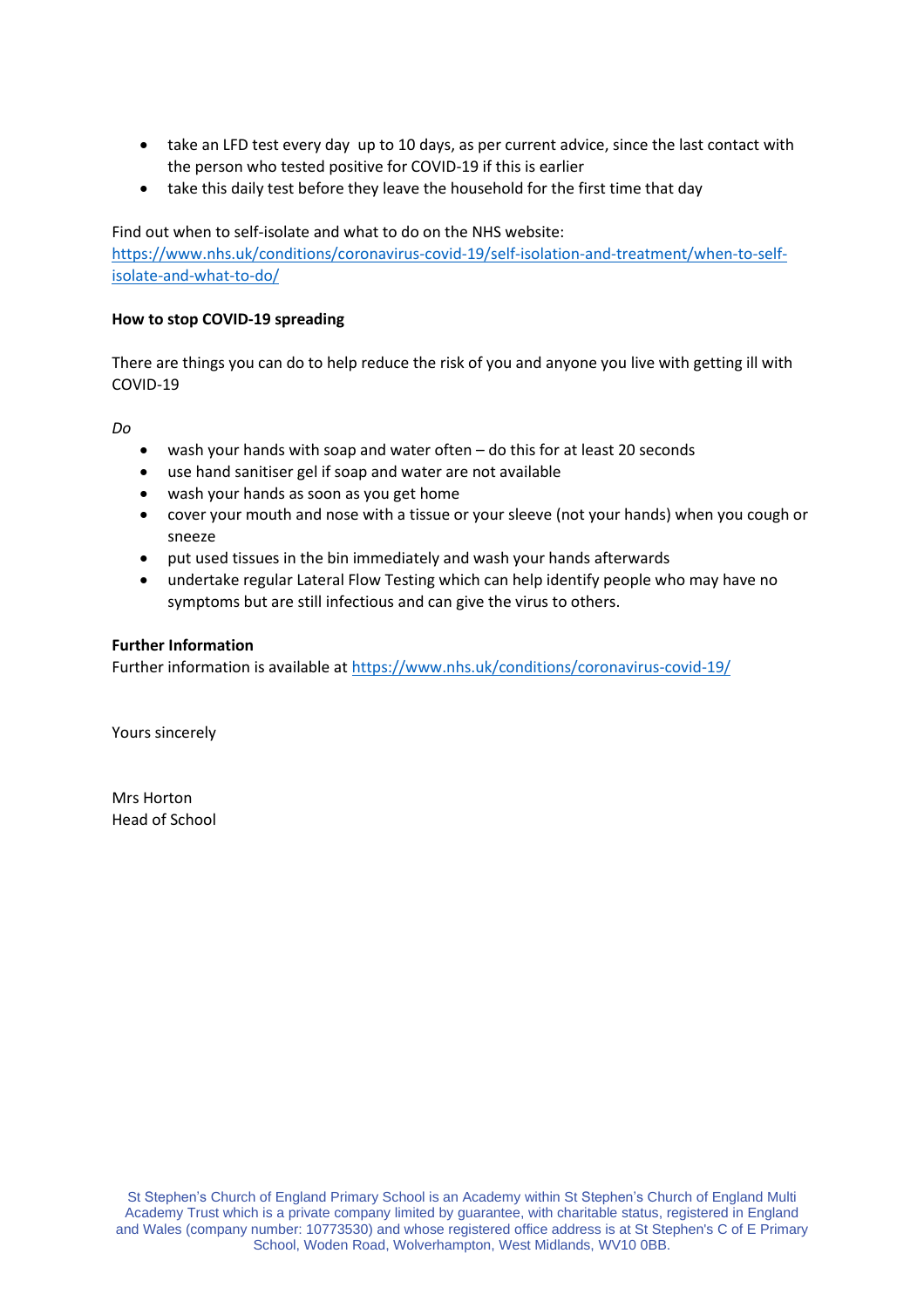- take an LFD test every day up to 10 days, as per current advice, since the last contact with the person who tested positive for COVID-19 if this is earlier
- take this daily test before they leave the household for the first time that day

Find out when to self-isolate and what to do on the NHS website:
https://www.nhs.uk/conditions/coronavirus-covid-19/self-isolation-and-treatment/when-to-self-isolate-and-what-to-do/

**How to stop COVID-19 spreading**

There are things you can do to help reduce the risk of you and anyone you live with getting ill with COVID-19

*Do*

- wash your hands with soap and water often – do this for at least 20 seconds
- use hand sanitiser gel if soap and water are not available
- wash your hands as soon as you get home
- cover your mouth and nose with a tissue or your sleeve (not your hands) when you cough or sneeze
- put used tissues in the bin immediately and wash your hands afterwards
- undertake regular Lateral Flow Testing which can help identify people who may have no symptoms but are still infectious and can give the virus to others.

**Further Information**

Further information is available at https://www.nhs.uk/conditions/coronavirus-covid-19/

Yours sincerely

Mrs Horton
Head of School

St Stephen's Church of England Primary School is an Academy within St Stephen's Church of England Multi Academy Trust which is a private company limited by guarantee, with charitable status, registered in England and Wales (company number: 10773530) and whose registered office address is at St Stephen's C of E Primary School, Woden Road, Wolverhampton, West Midlands, WV10 0BB.